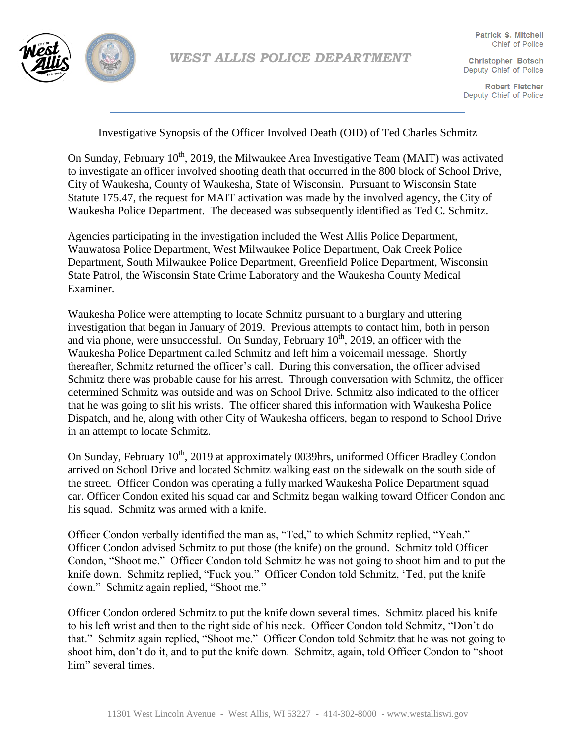WEST ALLIS POLICE DEPARTMENT

Patrick S. Mitchell
Chief of Police

Christopher Botsch
Deputy Chief of Police

Robert Fletcher
Deputy Chief of Police

## Investigative Synopsis of the Officer Involved Death (OID) of Ted Charles Schmitz

On Sunday, February 10th, 2019, the Milwaukee Area Investigative Team (MAIT) was activated to investigate an officer involved shooting death that occurred in the 800 block of School Drive, City of Waukesha, County of Waukesha, State of Wisconsin. Pursuant to Wisconsin State Statute 175.47, the request for MAIT activation was made by the involved agency, the City of Waukesha Police Department. The deceased was subsequently identified as Ted C. Schmitz.

Agencies participating in the investigation included the West Allis Police Department, Wauwatosa Police Department, West Milwaukee Police Department, Oak Creek Police Department, South Milwaukee Police Department, Greenfield Police Department, Wisconsin State Patrol, the Wisconsin State Crime Laboratory and the Waukesha County Medical Examiner.

Waukesha Police were attempting to locate Schmitz pursuant to a burglary and uttering investigation that began in January of 2019. Previous attempts to contact him, both in person and via phone, were unsuccessful. On Sunday, February 10th, 2019, an officer with the Waukesha Police Department called Schmitz and left him a voicemail message. Shortly thereafter, Schmitz returned the officer's call. During this conversation, the officer advised Schmitz there was probable cause for his arrest. Through conversation with Schmitz, the officer determined Schmitz was outside and was on School Drive. Schmitz also indicated to the officer that he was going to slit his wrists. The officer shared this information with Waukesha Police Dispatch, and he, along with other City of Waukesha officers, began to respond to School Drive in an attempt to locate Schmitz.

On Sunday, February 10th, 2019 at approximately 0039hrs, uniformed Officer Bradley Condon arrived on School Drive and located Schmitz walking east on the sidewalk on the south side of the street. Officer Condon was operating a fully marked Waukesha Police Department squad car. Officer Condon exited his squad car and Schmitz began walking toward Officer Condon and his squad. Schmitz was armed with a knife.

Officer Condon verbally identified the man as, "Ted," to which Schmitz replied, "Yeah." Officer Condon advised Schmitz to put those (the knife) on the ground. Schmitz told Officer Condon, "Shoot me." Officer Condon told Schmitz he was not going to shoot him and to put the knife down. Schmitz replied, "Fuck you." Officer Condon told Schmitz, 'Ted, put the knife down." Schmitz again replied, "Shoot me."

Officer Condon ordered Schmitz to put the knife down several times. Schmitz placed his knife to his left wrist and then to the right side of his neck. Officer Condon told Schmitz, "Don't do that." Schmitz again replied, "Shoot me." Officer Condon told Schmitz that he was not going to shoot him, don't do it, and to put the knife down. Schmitz, again, told Officer Condon to "shoot him" several times.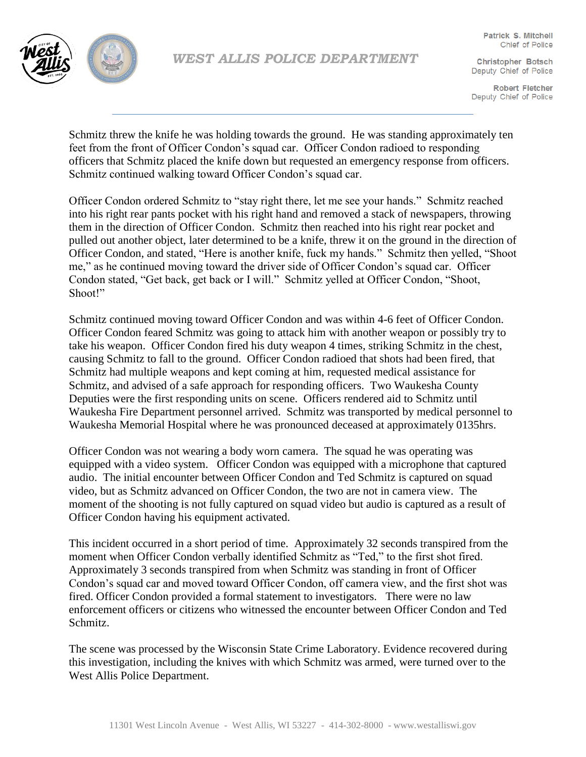Schmitz threw the knife he was holding towards the ground. He was standing approximately ten feet from the front of Officer Condon's squad car. Officer Condon radioed to responding officers that Schmitz placed the knife down but requested an emergency response from officers. Schmitz continued walking toward Officer Condon's squad car.

Officer Condon ordered Schmitz to "stay right there, let me see your hands." Schmitz reached into his right rear pants pocket with his right hand and removed a stack of newspapers, throwing them in the direction of Officer Condon. Schmitz then reached into his right rear pocket and pulled out another object, later determined to be a knife, threw it on the ground in the direction of Officer Condon, and stated, "Here is another knife, fuck my hands." Schmitz then yelled, "Shoot me," as he continued moving toward the driver side of Officer Condon's squad car. Officer Condon stated, "Get back, get back or I will." Schmitz yelled at Officer Condon, "Shoot, Shoot!"

Schmitz continued moving toward Officer Condon and was within 4-6 feet of Officer Condon. Officer Condon feared Schmitz was going to attack him with another weapon or possibly try to take his weapon. Officer Condon fired his duty weapon 4 times, striking Schmitz in the chest, causing Schmitz to fall to the ground. Officer Condon radioed that shots had been fired, that Schmitz had multiple weapons and kept coming at him, requested medical assistance for Schmitz, and advised of a safe approach for responding officers. Two Waukesha County Deputies were the first responding units on scene. Officers rendered aid to Schmitz until Waukesha Fire Department personnel arrived. Schmitz was transported by medical personnel to Waukesha Memorial Hospital where he was pronounced deceased at approximately 0135hrs.

Officer Condon was not wearing a body worn camera. The squad he was operating was equipped with a video system. Officer Condon was equipped with a microphone that captured audio. The initial encounter between Officer Condon and Ted Schmitz is captured on squad video, but as Schmitz advanced on Officer Condon, the two are not in camera view. The moment of the shooting is not fully captured on squad video but audio is captured as a result of Officer Condon having his equipment activated.

This incident occurred in a short period of time. Approximately 32 seconds transpired from the moment when Officer Condon verbally identified Schmitz as "Ted," to the first shot fired. Approximately 3 seconds transpired from when Schmitz was standing in front of Officer Condon's squad car and moved toward Officer Condon, off camera view, and the first shot was fired. Officer Condon provided a formal statement to investigators. There were no law enforcement officers or citizens who witnessed the encounter between Officer Condon and Ted Schmitz.

The scene was processed by the Wisconsin State Crime Laboratory. Evidence recovered during this investigation, including the knives with which Schmitz was armed, were turned over to the West Allis Police Department.